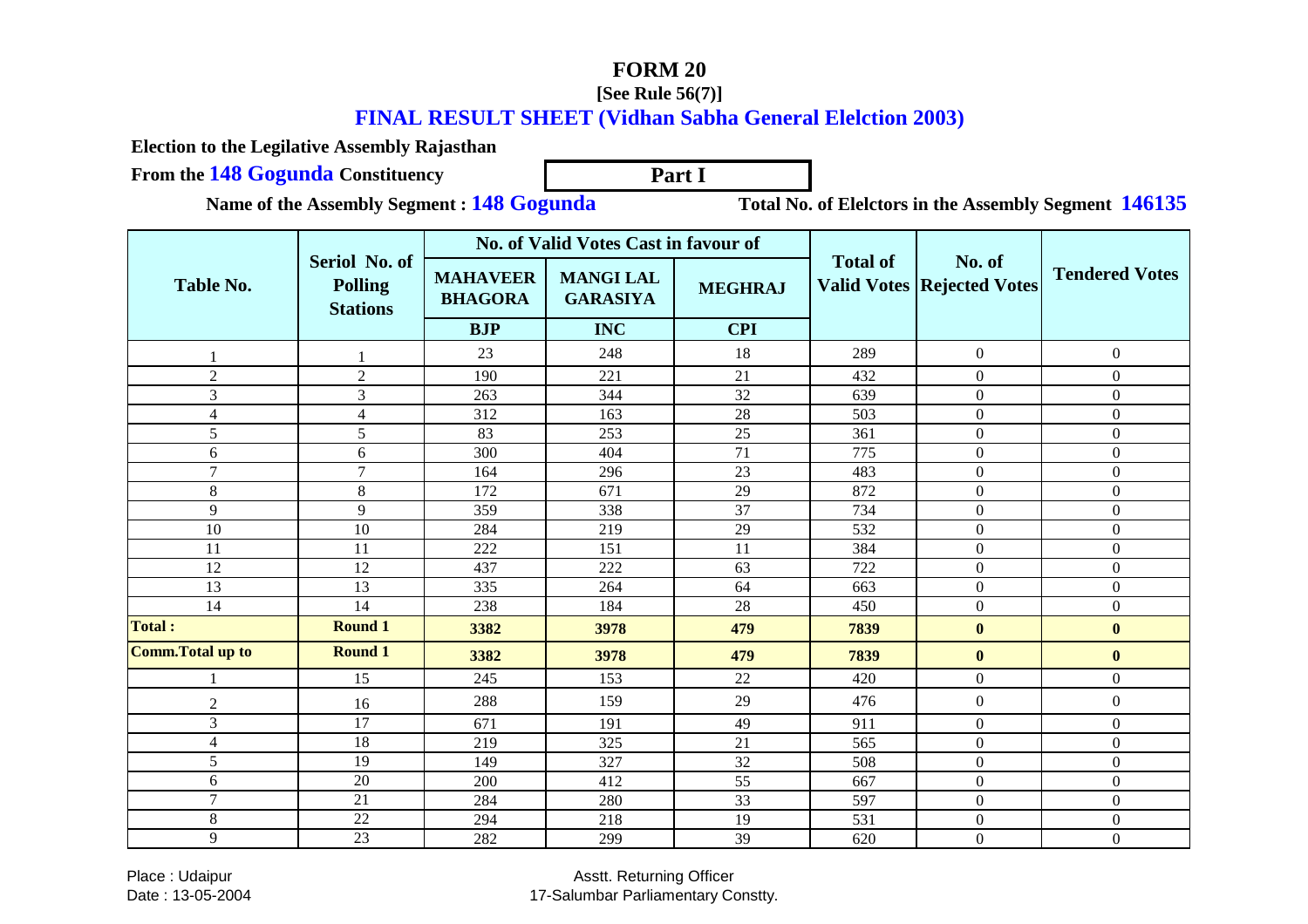# FORM 20

**[See Rule 56(7)]**

## FINAL RESULT SHEET (Vidhan Sabha General Elelction 2003)

**Election to the Legilative Assembly Rajasthan**

**From the 148 Gogunda Constituency**

**Part I**

**Name of the Assembly Segment : 148 Gogunda**

**Total No. of Elelctors in the Assembly Segment 146135**

| Table No. | Seriol No. of Polling Stations | No. of Valid Votes Cast in favour of | | | Total of Valid Votes | No. of Rejected Votes | Tendered Votes |
|---|---|---|---|---|---|---|---|
| | | MAHAVEER BHAGORA | MANGI LAL GARASIYA | MEGHRAJ | | | |
| | | BJP | INC | CPI | | | |
| 1 | 1 | 23 | 248 | 18 | 289 | 0 | 0 |
| 2 | 2 | 190 | 221 | 21 | 432 | 0 | 0 |
| 3 | 3 | 263 | 344 | 32 | 639 | 0 | 0 |
| 4 | 4 | 312 | 163 | 28 | 503 | 0 | 0 |
| 5 | 5 | 83 | 253 | 25 | 361 | 0 | 0 |
| 6 | 6 | 300 | 404 | 71 | 775 | 0 | 0 |
| 7 | 7 | 164 | 296 | 23 | 483 | 0 | 0 |
| 8 | 8 | 172 | 671 | 29 | 872 | 0 | 0 |
| 9 | 9 | 359 | 338 | 37 | 734 | 0 | 0 |
| 10 | 10 | 284 | 219 | 29 | 532 | 0 | 0 |
| 11 | 11 | 222 | 151 | 11 | 384 | 0 | 0 |
| 12 | 12 | 437 | 222 | 63 | 722 | 0 | 0 |
| 13 | 13 | 335 | 264 | 64 | 663 | 0 | 0 |
| 14 | 14 | 238 | 184 | 28 | 450 | 0 | 0 |
| **Total :** | **Round 1** | **3382** | **3978** | **479** | **7839** | **0** | **0** |
| **Comm.Total up to** | **Round 1** | **3382** | **3978** | **479** | **7839** | **0** | **0** |
| 1 | 15 | 245 | 153 | 22 | 420 | 0 | 0 |
| 2 | 16 | 288 | 159 | 29 | 476 | 0 | 0 |
| 3 | 17 | 671 | 191 | 49 | 911 | 0 | 0 |
| 4 | 18 | 219 | 325 | 21 | 565 | 0 | 0 |
| 5 | 19 | 149 | 327 | 32 | 508 | 0 | 0 |
| 6 | 20 | 200 | 412 | 55 | 667 | 0 | 0 |
| 7 | 21 | 284 | 280 | 33 | 597 | 0 | 0 |
| 8 | 22 | 294 | 218 | 19 | 531 | 0 | 0 |
| 9 | 23 | 282 | 299 | 39 | 620 | 0 | 0 |

Place : Udaipur
Date : 13-05-2004

Asstt. Returning Officer
17-Salumbar Parliamentary Constty.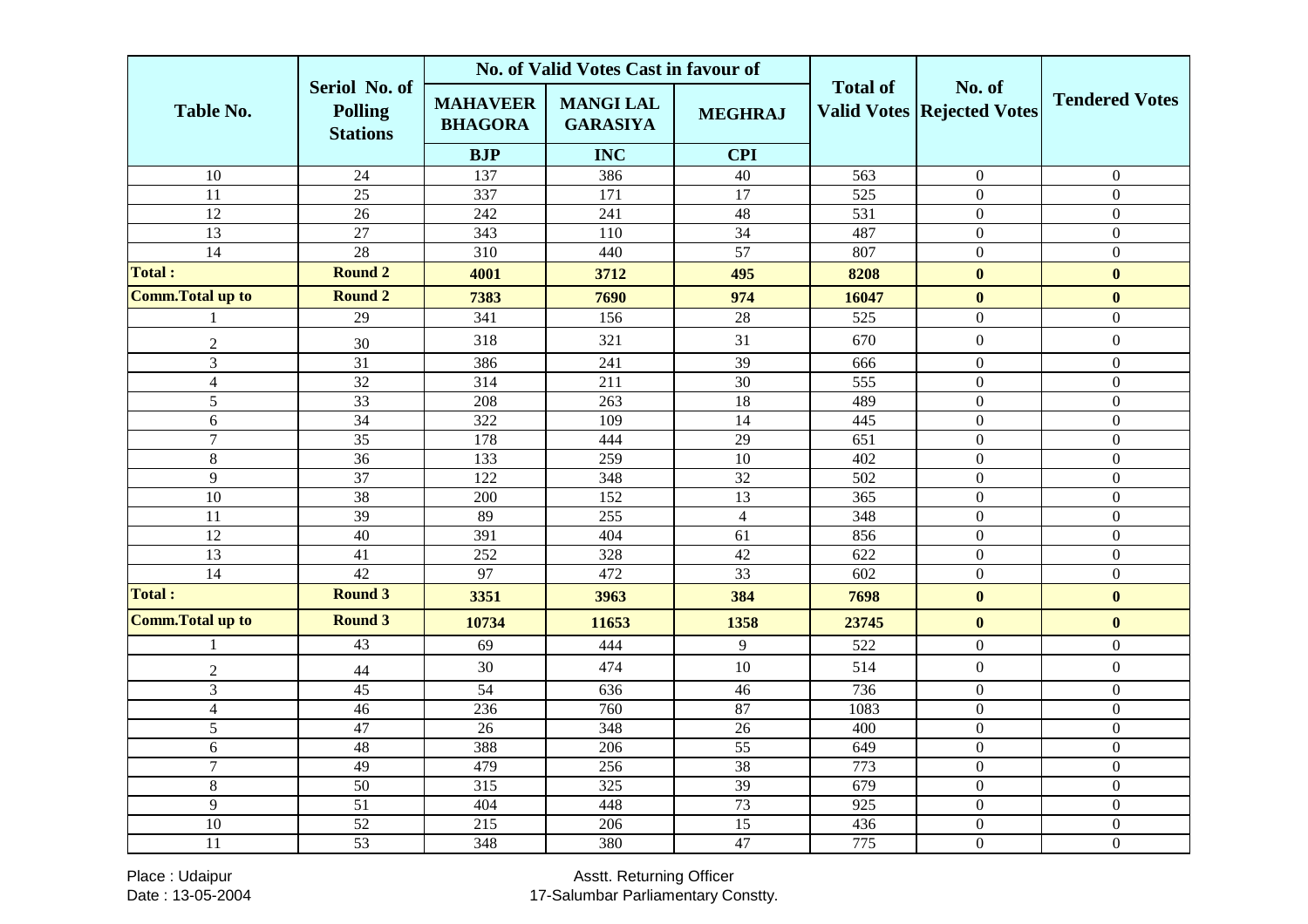| Table No. | Seriol No. of Polling Stations | No. of Valid Votes Cast in favour of | | | Total of Valid Votes | No. of Rejected Votes | Tendered Votes |
|---|---|---|---|---|---|---|---|
| | | MAHAVEER BHAGORA | MANGI LAL GARASIYA | MEGHRAJ | | | |
| | | BJP | INC | CPI | | | |
| 10 | 24 | 137 | 386 | 40 | 563 | 0 | 0 |
| 11 | 25 | 337 | 171 | 17 | 525 | 0 | 0 |
| 12 | 26 | 242 | 241 | 48 | 531 | 0 | 0 |
| 13 | 27 | 343 | 110 | 34 | 487 | 0 | 0 |
| 14 | 28 | 310 | 440 | 57 | 807 | 0 | 0 |
| **Total :** | **Round 2** | **4001** | **3712** | **495** | **8208** | **0** | **0** |
| **Comm.Total up to** | **Round 2** | **7383** | **7690** | **974** | **16047** | **0** | **0** |
| 1 | 29 | 341 | 156 | 28 | 525 | 0 | 0 |
| 2 | 30 | 318 | 321 | 31 | 670 | 0 | 0 |
| 3 | 31 | 386 | 241 | 39 | 666 | 0 | 0 |
| 4 | 32 | 314 | 211 | 30 | 555 | 0 | 0 |
| 5 | 33 | 208 | 263 | 18 | 489 | 0 | 0 |
| 6 | 34 | 322 | 109 | 14 | 445 | 0 | 0 |
| 7 | 35 | 178 | 444 | 29 | 651 | 0 | 0 |
| 8 | 36 | 133 | 259 | 10 | 402 | 0 | 0 |
| 9 | 37 | 122 | 348 | 32 | 502 | 0 | 0 |
| 10 | 38 | 200 | 152 | 13 | 365 | 0 | 0 |
| 11 | 39 | 89 | 255 | 4 | 348 | 0 | 0 |
| 12 | 40 | 391 | 404 | 61 | 856 | 0 | 0 |
| 13 | 41 | 252 | 328 | 42 | 622 | 0 | 0 |
| 14 | 42 | 97 | 472 | 33 | 602 | 0 | 0 |
| **Total :** | **Round 3** | **3351** | **3963** | **384** | **7698** | **0** | **0** |
| **Comm.Total up to** | **Round 3** | **10734** | **11653** | **1358** | **23745** | **0** | **0** |
| 1 | 43 | 69 | 444 | 9 | 522 | 0 | 0 |
| 2 | 44 | 30 | 474 | 10 | 514 | 0 | 0 |
| 3 | 45 | 54 | 636 | 46 | 736 | 0 | 0 |
| 4 | 46 | 236 | 760 | 87 | 1083 | 0 | 0 |
| 5 | 47 | 26 | 348 | 26 | 400 | 0 | 0 |
| 6 | 48 | 388 | 206 | 55 | 649 | 0 | 0 |
| 7 | 49 | 479 | 256 | 38 | 773 | 0 | 0 |
| 8 | 50 | 315 | 325 | 39 | 679 | 0 | 0 |
| 9 | 51 | 404 | 448 | 73 | 925 | 0 | 0 |
| 10 | 52 | 215 | 206 | 15 | 436 | 0 | 0 |
| 11 | 53 | 348 | 380 | 47 | 775 | 0 | 0 |

Place : Udaipur
Date : 13-05-2004

Asstt. Returning Officer
17-Salumbar Parliamentary Constty.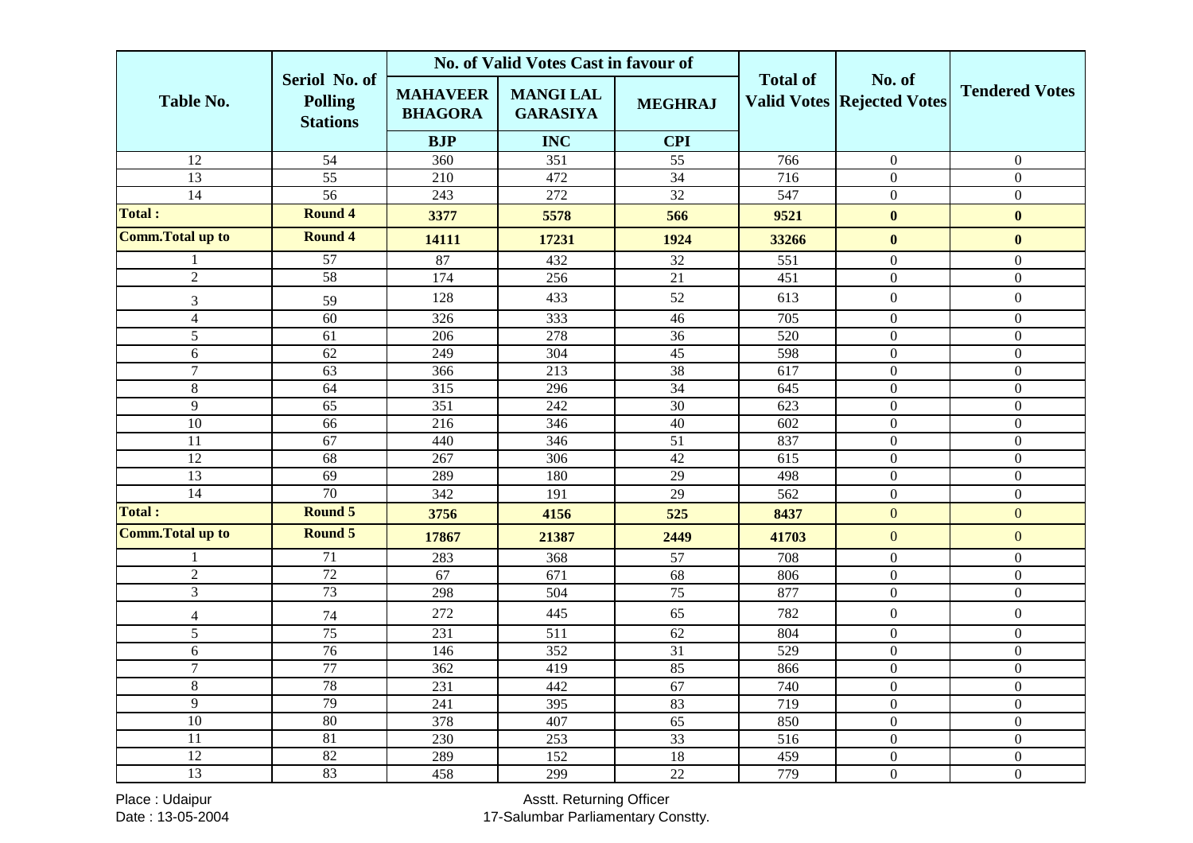| Table No. | Seriol No. of Polling Stations | No. of Valid Votes Cast in favour of | | | Total of Valid Votes | No. of Rejected Votes | Tendered Votes |
|---|---|---|---|---|---|---|---|
| | | MAHAVEER BHAGORA | MANGI LAL GARASIYA | MEGHRAJ | | | |
| | | BJP | INC | CPI | | | |
| 12 | 54 | 360 | 351 | 55 | 766 | 0 | 0 |
| 13 | 55 | 210 | 472 | 34 | 716 | 0 | 0 |
| 14 | 56 | 243 | 272 | 32 | 547 | 0 | 0 |
| **Total :** | **Round 4** | **3377** | **5578** | **566** | **9521** | **0** | **0** |
| **Comm.Total up to** | **Round 4** | **14111** | **17231** | **1924** | **33266** | **0** | **0** |
| 1 | 57 | 87 | 432 | 32 | 551 | 0 | 0 |
| 2 | 58 | 174 | 256 | 21 | 451 | 0 | 0 |
| 3 | 59 | 128 | 433 | 52 | 613 | 0 | 0 |
| 4 | 60 | 326 | 333 | 46 | 705 | 0 | 0 |
| 5 | 61 | 206 | 278 | 36 | 520 | 0 | 0 |
| 6 | 62 | 249 | 304 | 45 | 598 | 0 | 0 |
| 7 | 63 | 366 | 213 | 38 | 617 | 0 | 0 |
| 8 | 64 | 315 | 296 | 34 | 645 | 0 | 0 |
| 9 | 65 | 351 | 242 | 30 | 623 | 0 | 0 |
| 10 | 66 | 216 | 346 | 40 | 602 | 0 | 0 |
| 11 | 67 | 440 | 346 | 51 | 837 | 0 | 0 |
| 12 | 68 | 267 | 306 | 42 | 615 | 0 | 0 |
| 13 | 69 | 289 | 180 | 29 | 498 | 0 | 0 |
| 14 | 70 | 342 | 191 | 29 | 562 | 0 | 0 |
| **Total :** | **Round 5** | **3756** | **4156** | **525** | **8437** | 0 | 0 |
| **Comm.Total up to** | **Round 5** | **17867** | **21387** | **2449** | **41703** | 0 | 0 |
| 1 | 71 | 283 | 368 | 57 | 708 | 0 | 0 |
| 2 | 72 | 67 | 671 | 68 | 806 | 0 | 0 |
| 3 | 73 | 298 | 504 | 75 | 877 | 0 | 0 |
| 4 | 74 | 272 | 445 | 65 | 782 | 0 | 0 |
| 5 | 75 | 231 | 511 | 62 | 804 | 0 | 0 |
| 6 | 76 | 146 | 352 | 31 | 529 | 0 | 0 |
| 7 | 77 | 362 | 419 | 85 | 866 | 0 | 0 |
| 8 | 78 | 231 | 442 | 67 | 740 | 0 | 0 |
| 9 | 79 | 241 | 395 | 83 | 719 | 0 | 0 |
| 10 | 80 | 378 | 407 | 65 | 850 | 0 | 0 |
| 11 | 81 | 230 | 253 | 33 | 516 | 0 | 0 |
| 12 | 82 | 289 | 152 | 18 | 459 | 0 | 0 |
| 13 | 83 | 458 | 299 | 22 | 779 | 0 | 0 |

Place : Udaipur
Date : 13-05-2004

Asstt. Returning Officer
17-Salumbar Parliamentary Constty.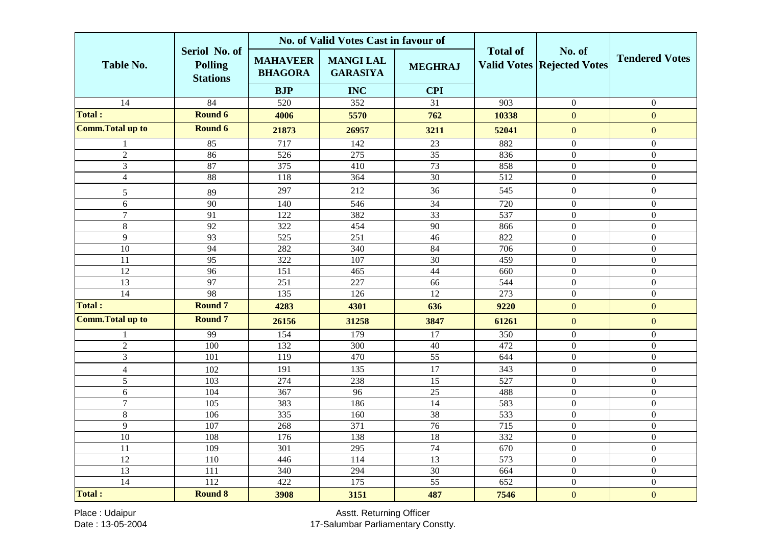| Table No. | Seriol No. of Polling Stations | No. of Valid Votes Cast in favour of | | | Total of Valid Votes | No. of Rejected Votes | Tendered Votes |
|---|---|---|---|---|---|---|---|
| | | MAHAVEER BHAGORA | MANGI LAL GARASIYA | MEGHRAJ | | | |
| | | BJP | INC | CPI | | | |
| 14 | 84 | 520 | 352 | 31 | 903 | 0 | 0 |
| **Total :** | **Round 6** | **4006** | **5570** | **762** | **10338** | 0 | 0 |
| **Comm.Total up to** | **Round 6** | **21873** | **26957** | **3211** | **52041** | 0 | 0 |
| 1 | 85 | 717 | 142 | 23 | 882 | 0 | 0 |
| 2 | 86 | 526 | 275 | 35 | 836 | 0 | 0 |
| 3 | 87 | 375 | 410 | 73 | 858 | 0 | 0 |
| 4 | 88 | 118 | 364 | 30 | 512 | 0 | 0 |
| 5 | 89 | 297 | 212 | 36 | 545 | 0 | 0 |
| 6 | 90 | 140 | 546 | 34 | 720 | 0 | 0 |
| 7 | 91 | 122 | 382 | 33 | 537 | 0 | 0 |
| 8 | 92 | 322 | 454 | 90 | 866 | 0 | 0 |
| 9 | 93 | 525 | 251 | 46 | 822 | 0 | 0 |
| 10 | 94 | 282 | 340 | 84 | 706 | 0 | 0 |
| 11 | 95 | 322 | 107 | 30 | 459 | 0 | 0 |
| 12 | 96 | 151 | 465 | 44 | 660 | 0 | 0 |
| 13 | 97 | 251 | 227 | 66 | 544 | 0 | 0 |
| 14 | 98 | 135 | 126 | 12 | 273 | 0 | 0 |
| **Total :** | **Round 7** | **4283** | **4301** | **636** | **9220** | 0 | 0 |
| **Comm.Total up to** | **Round 7** | **26156** | **31258** | **3847** | **61261** | 0 | 0 |
| 1 | 99 | 154 | 179 | 17 | 350 | 0 | 0 |
| 2 | 100 | 132 | 300 | 40 | 472 | 0 | 0 |
| 3 | 101 | 119 | 470 | 55 | 644 | 0 | 0 |
| 4 | 102 | 191 | 135 | 17 | 343 | 0 | 0 |
| 5 | 103 | 274 | 238 | 15 | 527 | 0 | 0 |
| 6 | 104 | 367 | 96 | 25 | 488 | 0 | 0 |
| 7 | 105 | 383 | 186 | 14 | 583 | 0 | 0 |
| 8 | 106 | 335 | 160 | 38 | 533 | 0 | 0 |
| 9 | 107 | 268 | 371 | 76 | 715 | 0 | 0 |
| 10 | 108 | 176 | 138 | 18 | 332 | 0 | 0 |
| 11 | 109 | 301 | 295 | 74 | 670 | 0 | 0 |
| 12 | 110 | 446 | 114 | 13 | 573 | 0 | 0 |
| 13 | 111 | 340 | 294 | 30 | 664 | 0 | 0 |
| 14 | 112 | 422 | 175 | 55 | 652 | 0 | 0 |
| **Total :** | **Round 8** | **3908** | **3151** | **487** | **7546** | 0 | 0 |

Place : Udaipur
Date : 13-05-2004

Asstt. Returning Officer
17-Salumbar Parliamentary Constty.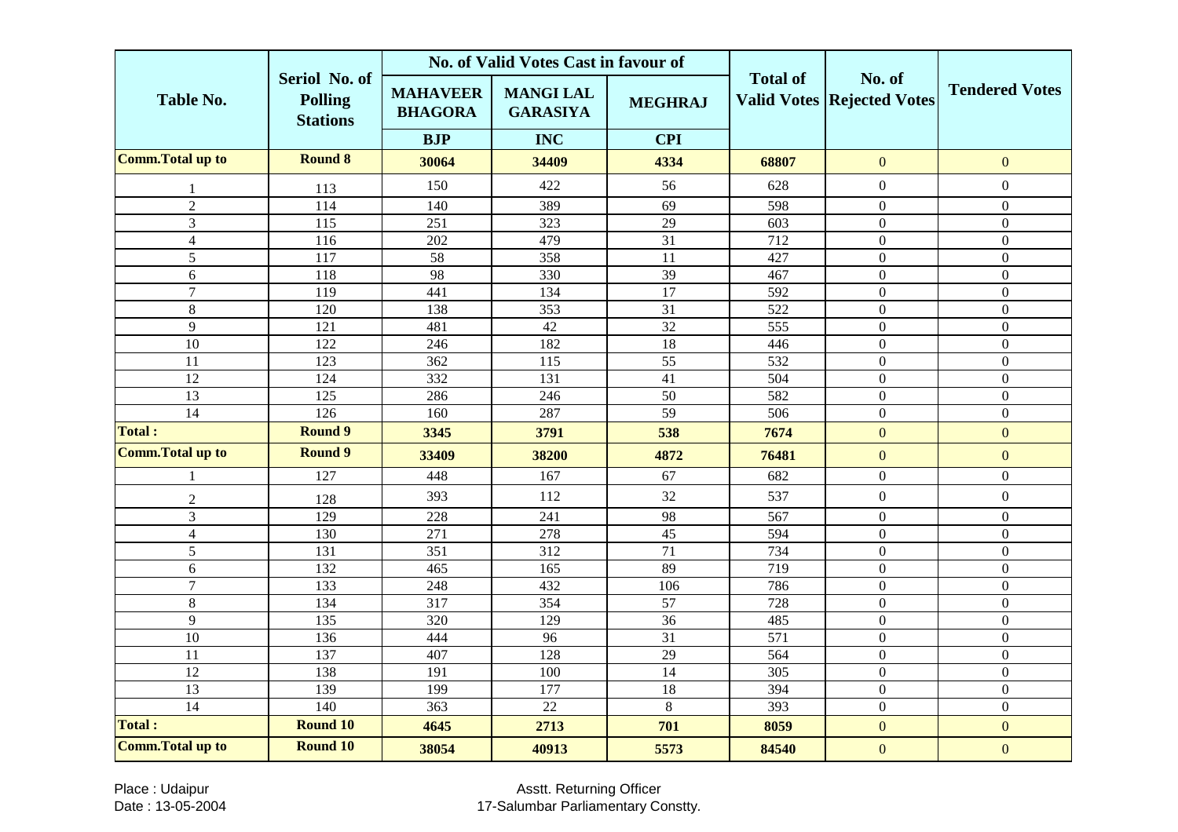| Table No. | Seriol No. of Polling Stations | No. of Valid Votes Cast in favour of | | | Total of Valid Votes | No. of Rejected Votes | Tendered Votes |
|---|---|---|---|---|---|---|---|
| | | MAHAVEER BHAGORA | MANGI LAL GARASIYA | MEGHRAJ | | | |
| | | BJP | INC | CPI | | | |
| **Comm.Total up to** | **Round 8** | **30064** | **34409** | **4334** | **68807** | 0 | 0 |
| 1 | 113 | 150 | 422 | 56 | 628 | 0 | 0 |
| 2 | 114 | 140 | 389 | 69 | 598 | 0 | 0 |
| 3 | 115 | 251 | 323 | 29 | 603 | 0 | 0 |
| 4 | 116 | 202 | 479 | 31 | 712 | 0 | 0 |
| 5 | 117 | 58 | 358 | 11 | 427 | 0 | 0 |
| 6 | 118 | 98 | 330 | 39 | 467 | 0 | 0 |
| 7 | 119 | 441 | 134 | 17 | 592 | 0 | 0 |
| 8 | 120 | 138 | 353 | 31 | 522 | 0 | 0 |
| 9 | 121 | 481 | 42 | 32 | 555 | 0 | 0 |
| 10 | 122 | 246 | 182 | 18 | 446 | 0 | 0 |
| 11 | 123 | 362 | 115 | 55 | 532 | 0 | 0 |
| 12 | 124 | 332 | 131 | 41 | 504 | 0 | 0 |
| 13 | 125 | 286 | 246 | 50 | 582 | 0 | 0 |
| 14 | 126 | 160 | 287 | 59 | 506 | 0 | 0 |
| **Total :** | **Round 9** | **3345** | **3791** | **538** | **7674** | 0 | 0 |
| **Comm.Total up to** | **Round 9** | **33409** | **38200** | **4872** | **76481** | 0 | 0 |
| 1 | 127 | 448 | 167 | 67 | 682 | 0 | 0 |
| 2 | 128 | 393 | 112 | 32 | 537 | 0 | 0 |
| 3 | 129 | 228 | 241 | 98 | 567 | 0 | 0 |
| 4 | 130 | 271 | 278 | 45 | 594 | 0 | 0 |
| 5 | 131 | 351 | 312 | 71 | 734 | 0 | 0 |
| 6 | 132 | 465 | 165 | 89 | 719 | 0 | 0 |
| 7 | 133 | 248 | 432 | 106 | 786 | 0 | 0 |
| 8 | 134 | 317 | 354 | 57 | 728 | 0 | 0 |
| 9 | 135 | 320 | 129 | 36 | 485 | 0 | 0 |
| 10 | 136 | 444 | 96 | 31 | 571 | 0 | 0 |
| 11 | 137 | 407 | 128 | 29 | 564 | 0 | 0 |
| 12 | 138 | 191 | 100 | 14 | 305 | 0 | 0 |
| 13 | 139 | 199 | 177 | 18 | 394 | 0 | 0 |
| 14 | 140 | 363 | 22 | 8 | 393 | 0 | 0 |
| **Total :** | **Round 10** | **4645** | **2713** | **701** | **8059** | 0 | 0 |
| **Comm.Total up to** | **Round 10** | **38054** | **40913** | **5573** | **84540** | 0 | 0 |

Place : Udaipur
Date : 13-05-2004

Asstt. Returning Officer
17-Salumbar Parliamentary Constty.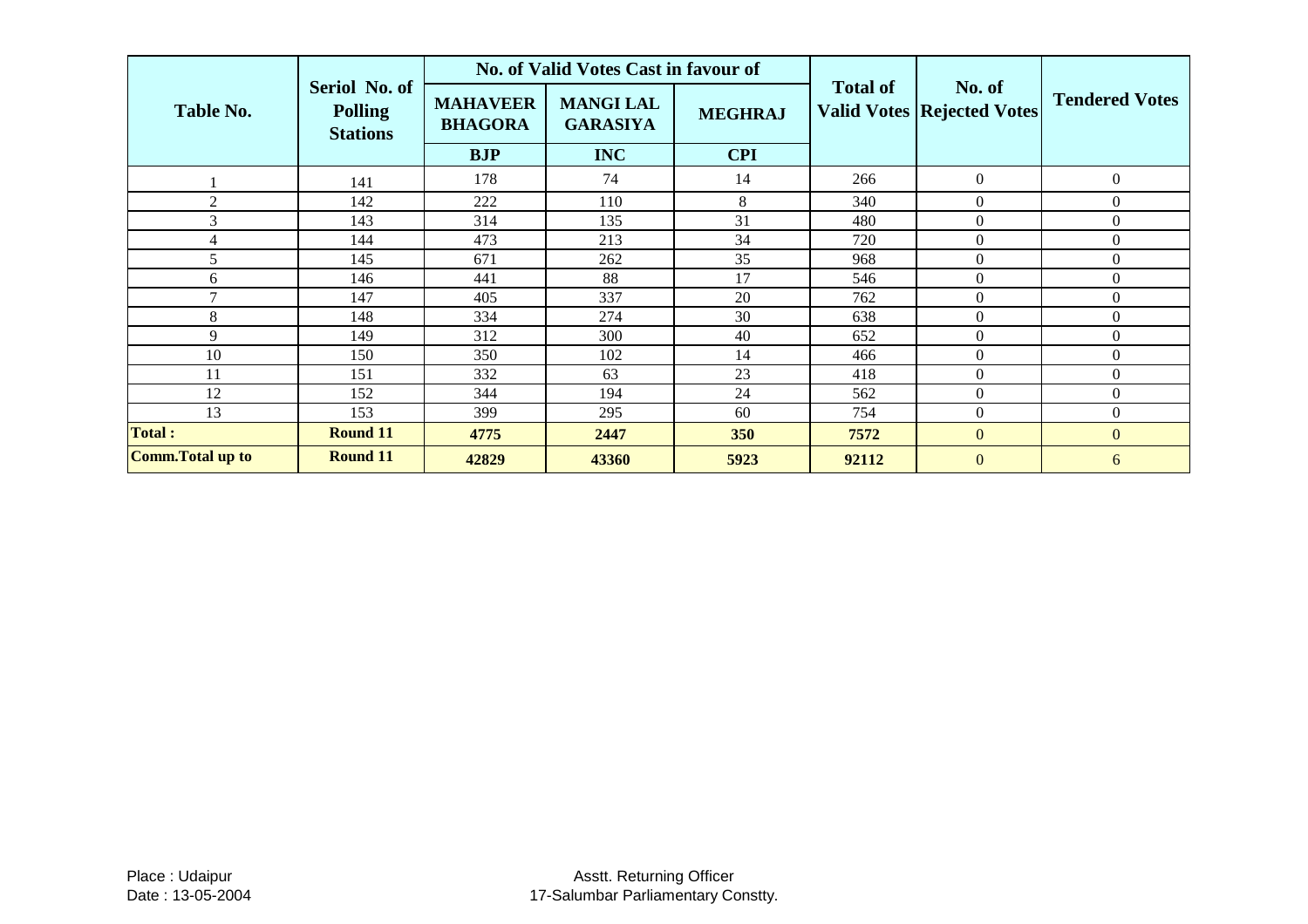| Table No. | Seriol No. of Polling Stations | No. of Valid Votes Cast in favour of | | | Total of Valid Votes | No. of Rejected Votes | Tendered Votes |
|---|---|---|---|---|---|---|---|
| | | MAHAVEER BHAGORA | MANGI LAL GARASIYA | MEGHRAJ | | | |
| | | BJP | INC | CPI | | | |
| 1 | 141 | 178 | 74 | 14 | 266 | 0 | 0 |
| 2 | 142 | 222 | 110 | 8 | 340 | 0 | 0 |
| 3 | 143 | 314 | 135 | 31 | 480 | 0 | 0 |
| 4 | 144 | 473 | 213 | 34 | 720 | 0 | 0 |
| 5 | 145 | 671 | 262 | 35 | 968 | 0 | 0 |
| 6 | 146 | 441 | 88 | 17 | 546 | 0 | 0 |
| 7 | 147 | 405 | 337 | 20 | 762 | 0 | 0 |
| 8 | 148 | 334 | 274 | 30 | 638 | 0 | 0 |
| 9 | 149 | 312 | 300 | 40 | 652 | 0 | 0 |
| 10 | 150 | 350 | 102 | 14 | 466 | 0 | 0 |
| 11 | 151 | 332 | 63 | 23 | 418 | 0 | 0 |
| 12 | 152 | 344 | 194 | 24 | 562 | 0 | 0 |
| 13 | 153 | 399 | 295 | 60 | 754 | 0 | 0 |
| **Total :** | **Round 11** | **4775** | **2447** | **350** | **7572** | 0 | 0 |
| **Comm.Total up to** | **Round 11** | **42829** | **43360** | **5923** | **92112** | 0 | 6 |

Place : Udaipur
Date : 13-05-2004

Asstt. Returning Officer
17-Salumbar Parliamentary Constty.